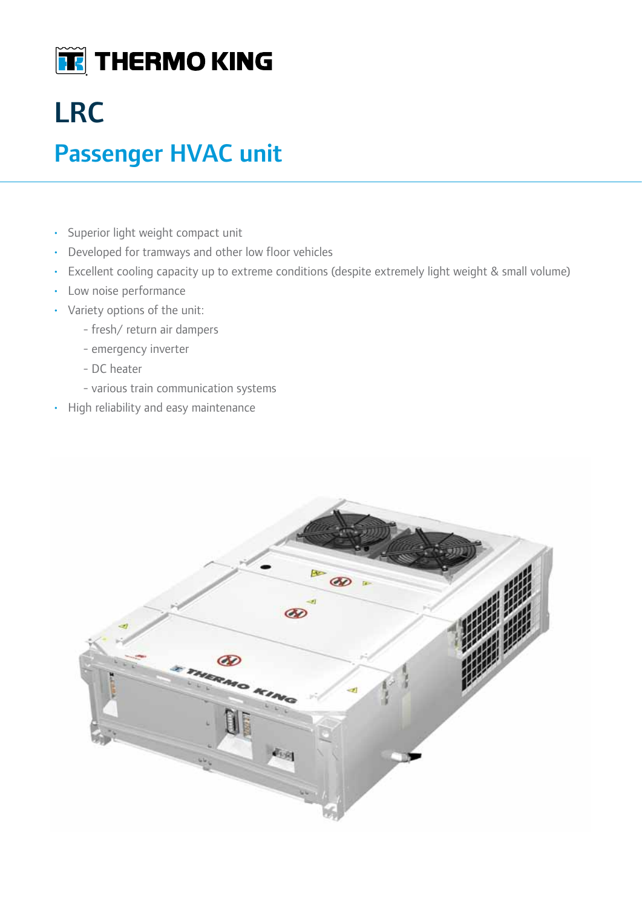THERMO KING

# LRC

## Passenger HVAC unit

- Superior light weight compact unit
- Developed for tramways and other low floor vehicles
- Excellent cooling capacity up to extreme conditions (despite extremely light weight & small volume)
- Low noise performance
- Variety options of the unit:
  - fresh/ return air dampers
  - emergency inverter
  - DC heater
  - various train communication systems
- High reliability and easy maintenance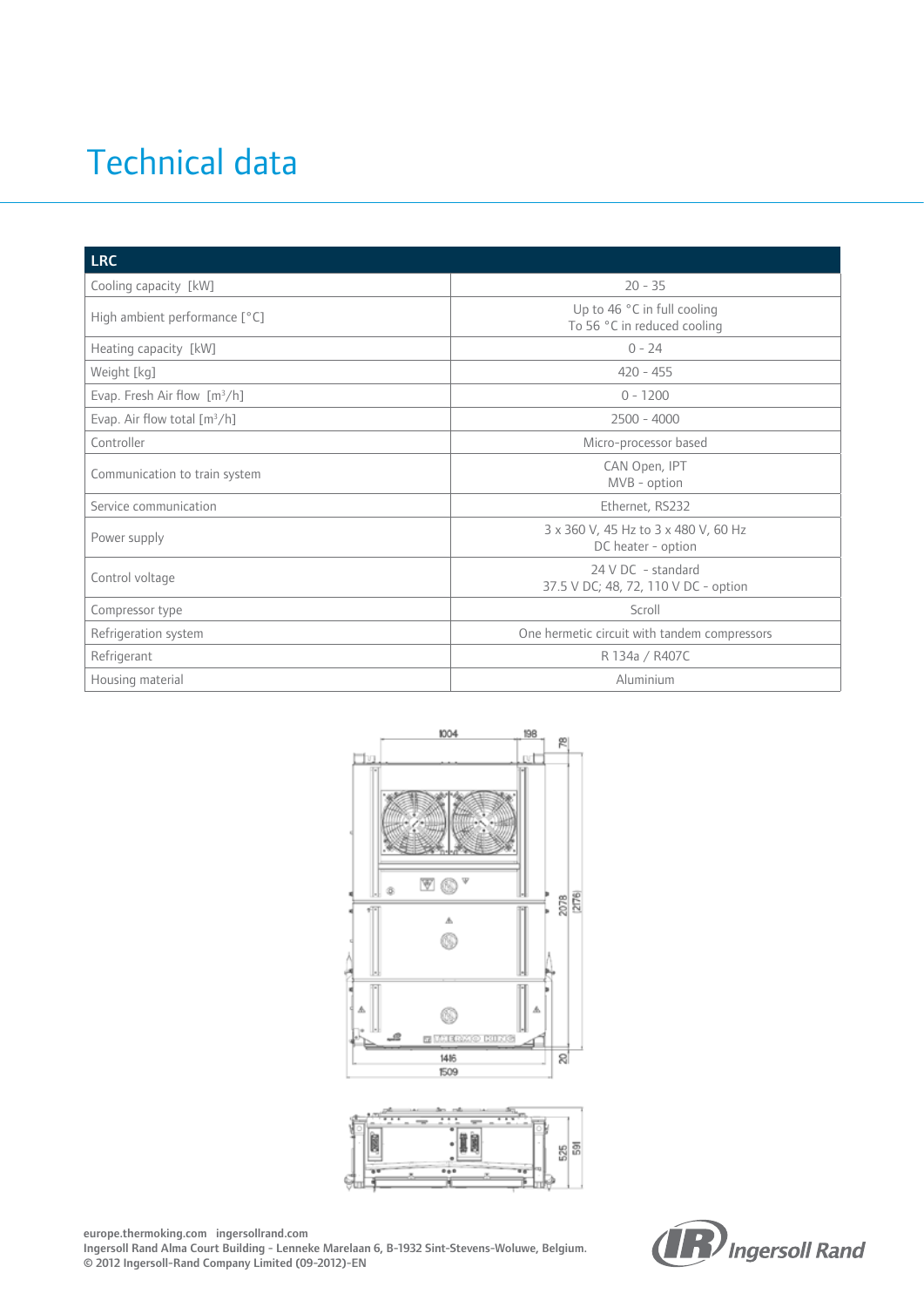# Technical data

| LRC | |
|---|---|
| Cooling capacity [kW] | 20 - 35 |
| High ambient performance [°C] | Up to 46 °C in full cooling<br>To 56 °C in reduced cooling |
| Heating capacity [kW] | 0 - 24 |
| Weight [kg] | 420 - 455 |
| Evap. Fresh Air flow [m³/h] | 0 - 1200 |
| Evap. Air flow total [m³/h] | 2500 - 4000 |
| Controller | Micro-processor based |
| Communication to train system | CAN Open, IPT<br>MVB - option |
| Service communication | Ethernet, RS232 |
| Power supply | 3 x 360 V, 45 Hz to 3 x 480 V, 60 Hz<br>DC heater - option |
| Control voltage | 24 V DC - standard<br>37.5 V DC; 48, 72, 110 V DC - option |
| Compressor type | Scroll |
| Refrigeration system | One hermetic circuit with tandem compressors |
| Refrigerant | R 134a / R407C |
| Housing material | Aluminium |

1004
198
78
2078
(2176)
20
1416
1509

525
591

**europe.thermoking.com ingersollrand.com**
**Ingersoll Rand Alma Court Building - Lenneke Marelaan 6, B-1932 Sint-Stevens-Woluwe, Belgium.**
**© 2012 Ingersoll-Rand Company Limited (09-2012)-EN**

Ingersoll Rand